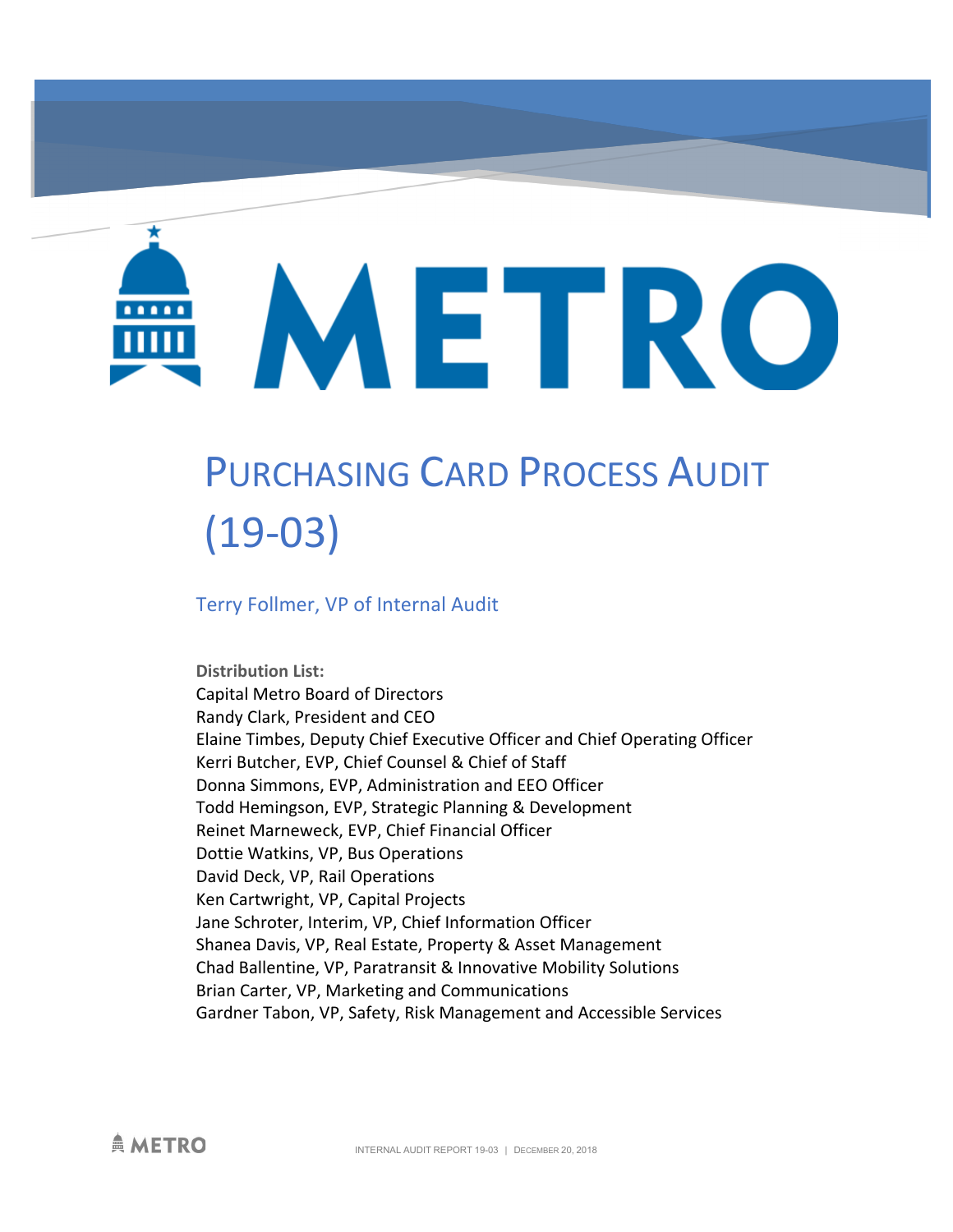# METRO

# Purchasing Card Process Audit (19-03)

Terry Follmer, VP of Internal Audit

**Distribution List:**

Capital Metro Board of Directors
Randy Clark, President and CEO
Elaine Timbes, Deputy Chief Executive Officer and Chief Operating Officer
Kerri Butcher, EVP, Chief Counsel & Chief of Staff
Donna Simmons, EVP, Administration and EEO Officer
Todd Hemingson, EVP, Strategic Planning & Development
Reinet Marneweck, EVP, Chief Financial Officer
Dottie Watkins, VP, Bus Operations
David Deck, VP, Rail Operations
Ken Cartwright, VP, Capital Projects
Jane Schroter, Interim, VP, Chief Information Officer
Shanea Davis, VP, Real Estate, Property & Asset Management
Chad Ballentine, VP, Paratransit & Innovative Mobility Solutions
Brian Carter, VP, Marketing and Communications
Gardner Tabon, VP, Safety, Risk Management and Accessible Services

INTERNAL AUDIT REPORT 19-03 | DECEMBER 20, 2018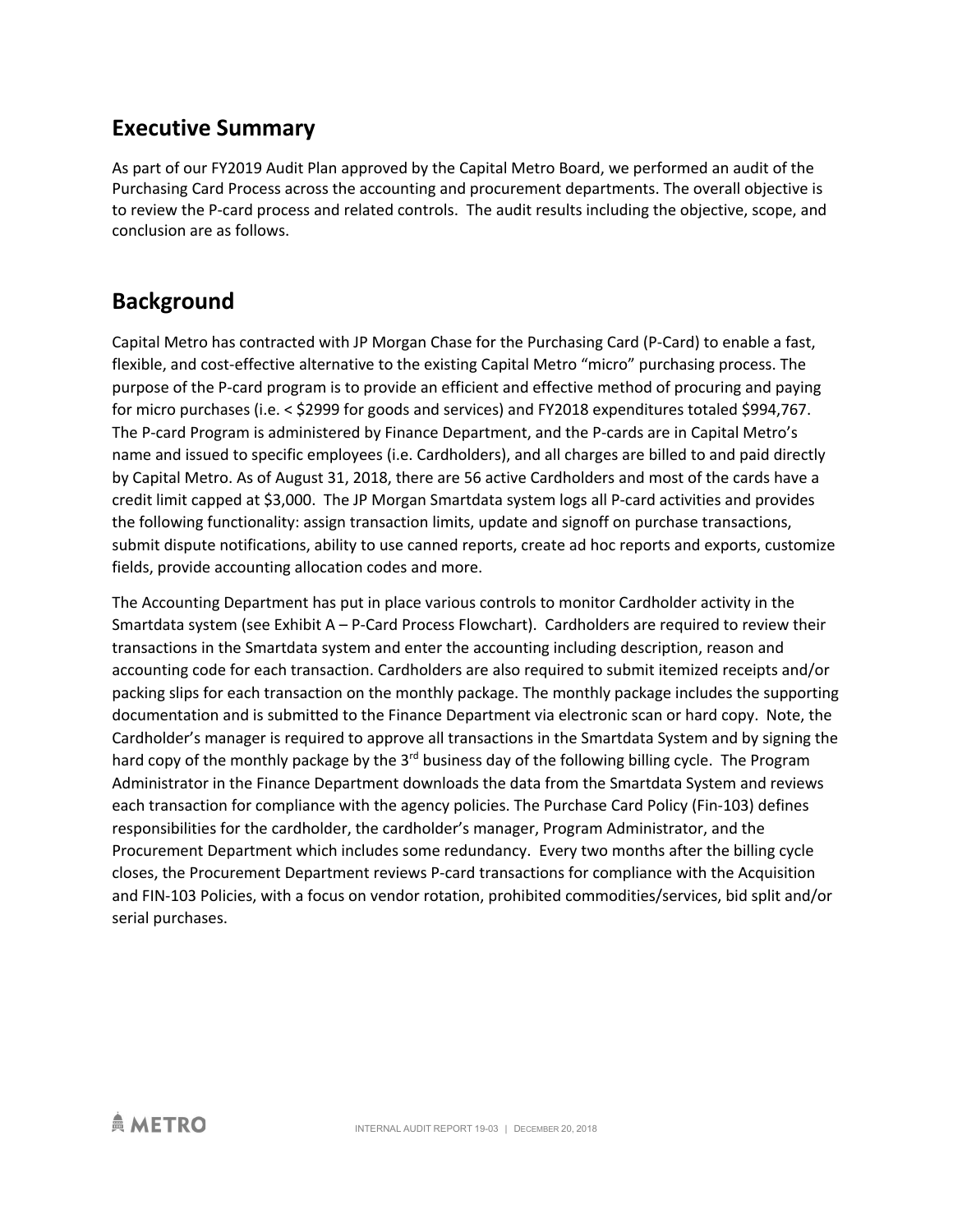## Executive Summary

As part of our FY2019 Audit Plan approved by the Capital Metro Board, we performed an audit of the Purchasing Card Process across the accounting and procurement departments. The overall objective is to review the P-card process and related controls. The audit results including the objective, scope, and conclusion are as follows.

## Background

Capital Metro has contracted with JP Morgan Chase for the Purchasing Card (P-Card) to enable a fast, flexible, and cost-effective alternative to the existing Capital Metro "micro" purchasing process. The purpose of the P-card program is to provide an efficient and effective method of procuring and paying for micro purchases (i.e. < $2999 for goods and services) and FY2018 expenditures totaled $994,767. The P-card Program is administered by Finance Department, and the P-cards are in Capital Metro's name and issued to specific employees (i.e. Cardholders), and all charges are billed to and paid directly by Capital Metro. As of August 31, 2018, there are 56 active Cardholders and most of the cards have a credit limit capped at $3,000. The JP Morgan Smartdata system logs all P-card activities and provides the following functionality: assign transaction limits, update and signoff on purchase transactions, submit dispute notifications, ability to use canned reports, create ad hoc reports and exports, customize fields, provide accounting allocation codes and more.

The Accounting Department has put in place various controls to monitor Cardholder activity in the Smartdata system (see Exhibit A – P-Card Process Flowchart). Cardholders are required to review their transactions in the Smartdata system and enter the accounting including description, reason and accounting code for each transaction. Cardholders are also required to submit itemized receipts and/or packing slips for each transaction on the monthly package. The monthly package includes the supporting documentation and is submitted to the Finance Department via electronic scan or hard copy. Note, the Cardholder's manager is required to approve all transactions in the Smartdata System and by signing the hard copy of the monthly package by the 3rd business day of the following billing cycle. The Program Administrator in the Finance Department downloads the data from the Smartdata System and reviews each transaction for compliance with the agency policies. The Purchase Card Policy (Fin-103) defines responsibilities for the cardholder, the cardholder's manager, Program Administrator, and the Procurement Department which includes some redundancy. Every two months after the billing cycle closes, the Procurement Department reviews P-card transactions for compliance with the Acquisition and FIN-103 Policies, with a focus on vendor rotation, prohibited commodities/services, bid split and/or serial purchases.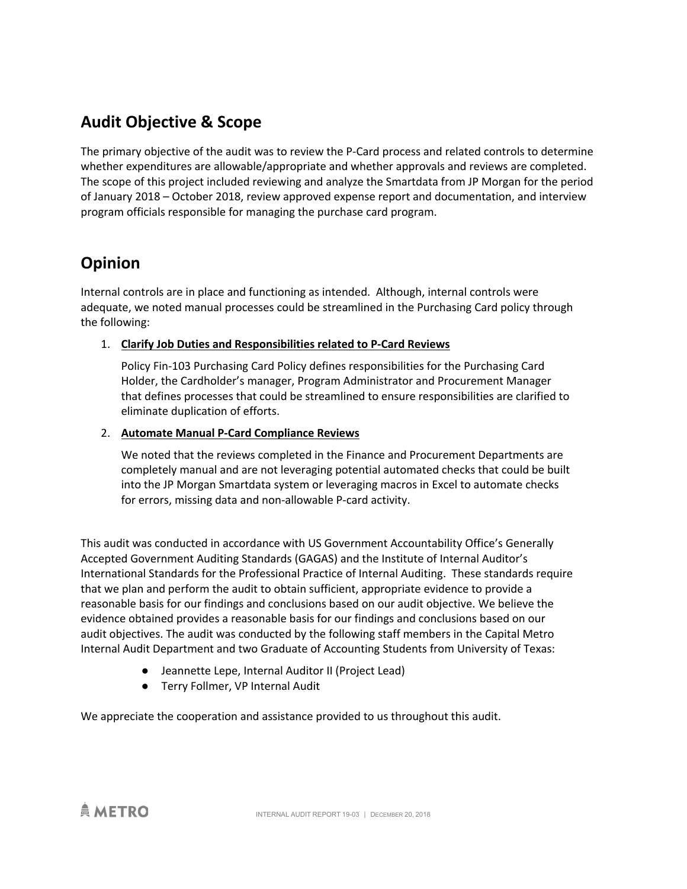## Audit Objective & Scope

The primary objective of the audit was to review the P-Card process and related controls to determine whether expenditures are allowable/appropriate and whether approvals and reviews are completed. The scope of this project included reviewing and analyze the Smartdata from JP Morgan for the period of January 2018 – October 2018, review approved expense report and documentation, and interview program officials responsible for managing the purchase card program.

## Opinion

Internal controls are in place and functioning as intended. Although, internal controls were adequate, we noted manual processes could be streamlined in the Purchasing Card policy through the following:

1. **Clarify Job Duties and Responsibilities related to P-Card Reviews**

   Policy Fin-103 Purchasing Card Policy defines responsibilities for the Purchasing Card Holder, the Cardholder's manager, Program Administrator and Procurement Manager that defines processes that could be streamlined to ensure responsibilities are clarified to eliminate duplication of efforts.

2. **Automate Manual P-Card Compliance Reviews**

   We noted that the reviews completed in the Finance and Procurement Departments are completely manual and are not leveraging potential automated checks that could be built into the JP Morgan Smartdata system or leveraging macros in Excel to automate checks for errors, missing data and non-allowable P-card activity.

This audit was conducted in accordance with US Government Accountability Office's Generally Accepted Government Auditing Standards (GAGAS) and the Institute of Internal Auditor's International Standards for the Professional Practice of Internal Auditing. These standards require that we plan and perform the audit to obtain sufficient, appropriate evidence to provide a reasonable basis for our findings and conclusions based on our audit objective. We believe the evidence obtained provides a reasonable basis for our findings and conclusions based on our audit objectives. The audit was conducted by the following staff members in the Capital Metro Internal Audit Department and two Graduate of Accounting Students from University of Texas:

- Jeannette Lepe, Internal Auditor II (Project Lead)
- Terry Follmer, VP Internal Audit

We appreciate the cooperation and assistance provided to us throughout this audit.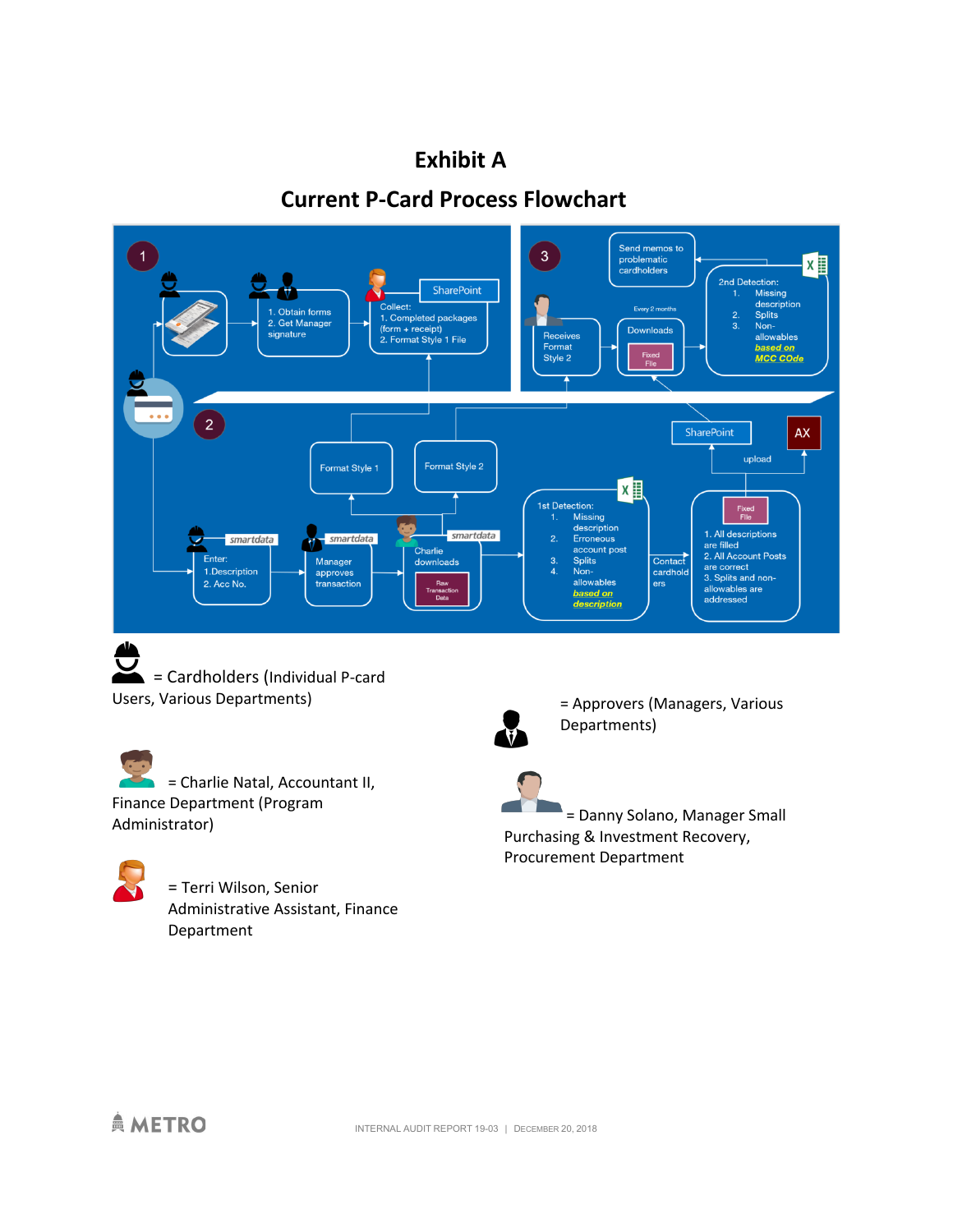# Exhibit A

## Current P-Card Process Flowchart

1

1. Obtain forms
2. Get Manager signature

SharePoint

Collect:
1. Completed packages (form + receipt)
2. Format Style 1 File

3

Send memos to problematic cardholders

2nd Detection:
1. Missing description
2. Splits
3. Non-allowables ***based on MCC COde***

Every 2 months

Receives Format Style 2

Downloads

Fixed File

2

SharePoint

AX

upload

Format Style 1

Format Style 2

smartdata

Enter:
1. Description
2. Acc No.

smartdata

Manager approves transaction

smartdata

Charlie downloads

Raw Transaction Data

1st Detection:
1. Missing description
2. Erroneous account post
3. Splits
4. Non-allowables ***based on description***

Contact cardholders

Fixed File

1. All descriptions are filled
2. All Account Posts are correct
3. Splits and non-allowables are addressed

= Cardholders (Individual P-card Users, Various Departments)

= Approvers (Managers, Various Departments)

= Charlie Natal, Accountant II, Finance Department (Program Administrator)

= Danny Solano, Manager Small Purchasing & Investment Recovery, Procurement Department

= Terri Wilson, Senior Administrative Assistant, Finance Department